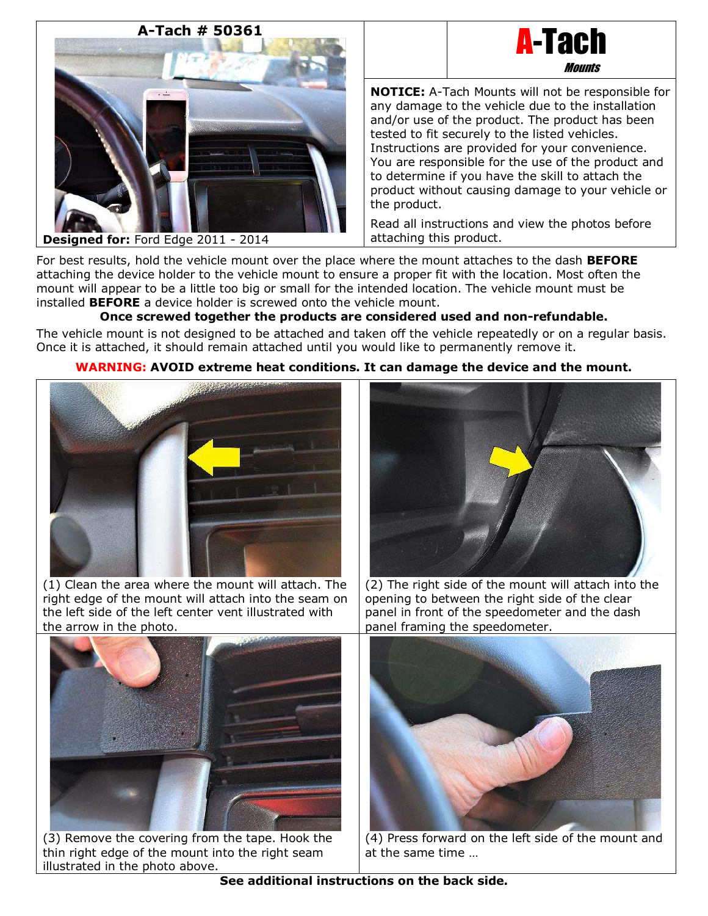## A-Tach # 50361

**Designed for:** Ford Edge 2011 - 2014

# A-Tach
*Mounts*

**NOTICE:** A-Tach Mounts will not be responsible for any damage to the vehicle due to the installation and/or use of the product. The product has been tested to fit securely to the listed vehicles. Instructions are provided for your convenience. You are responsible for the use of the product and to determine if you have the skill to attach the product without causing damage to your vehicle or the product.

Read all instructions and view the photos before attaching this product.

For best results, hold the vehicle mount over the place where the mount attaches to the dash **BEFORE** attaching the device holder to the vehicle mount to ensure a proper fit with the location. Most often the mount will appear to be a little too big or small for the intended location. The vehicle mount must be installed **BEFORE** a device holder is screwed onto the vehicle mount.

**Once screwed together the products are considered used and non-refundable.**

The vehicle mount is not designed to be attached and taken off the vehicle repeatedly or on a regular basis. Once it is attached, it should remain attached until you would like to permanently remove it.

**WARNING: AVOID extreme heat conditions. It can damage the device and the mount.**

(1) Clean the area where the mount will attach. The right edge of the mount will attach into the seam on the left side of the left center vent illustrated with the arrow in the photo.

(2) The right side of the mount will attach into the opening to between the right side of the clear panel in front of the speedometer and the dash panel framing the speedometer.

(3) Remove the covering from the tape. Hook the thin right edge of the mount into the right seam illustrated in the photo above.

(4) Press forward on the left side of the mount and at the same time …

**See additional instructions on the back side.**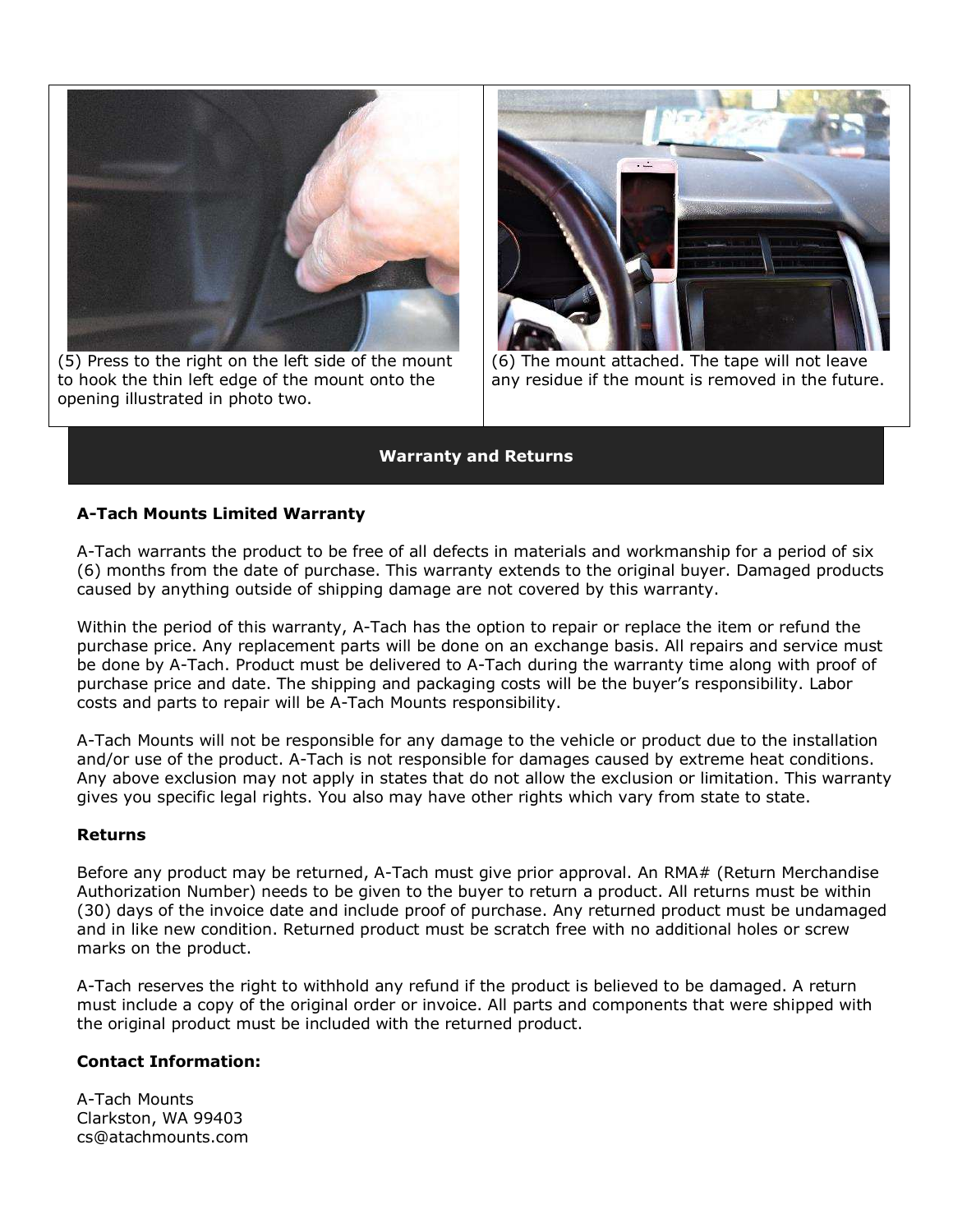(5) Press to the right on the left side of the mount to hook the thin left edge of the mount onto the opening illustrated in photo two.

(6) The mount attached. The tape will not leave any residue if the mount is removed in the future.

## Warranty and Returns

**A-Tach Mounts Limited Warranty**

A-Tach warrants the product to be free of all defects in materials and workmanship for a period of six (6) months from the date of purchase. This warranty extends to the original buyer. Damaged products caused by anything outside of shipping damage are not covered by this warranty.

Within the period of this warranty, A-Tach has the option to repair or replace the item or refund the purchase price. Any replacement parts will be done on an exchange basis. All repairs and service must be done by A-Tach. Product must be delivered to A-Tach during the warranty time along with proof of purchase price and date. The shipping and packaging costs will be the buyer's responsibility. Labor costs and parts to repair will be A-Tach Mounts responsibility.

A-Tach Mounts will not be responsible for any damage to the vehicle or product due to the installation and/or use of the product. A-Tach is not responsible for damages caused by extreme heat conditions. Any above exclusion may not apply in states that do not allow the exclusion or limitation. This warranty gives you specific legal rights. You also may have other rights which vary from state to state.

**Returns**

Before any product may be returned, A-Tach must give prior approval. An RMA# (Return Merchandise Authorization Number) needs to be given to the buyer to return a product. All returns must be within (30) days of the invoice date and include proof of purchase. Any returned product must be undamaged and in like new condition. Returned product must be scratch free with no additional holes or screw marks on the product.

A-Tach reserves the right to withhold any refund if the product is believed to be damaged. A return must include a copy of the original order or invoice. All parts and components that were shipped with the original product must be included with the returned product.

**Contact Information:**

A-Tach Mounts
Clarkston, WA 99403
cs@atachmounts.com